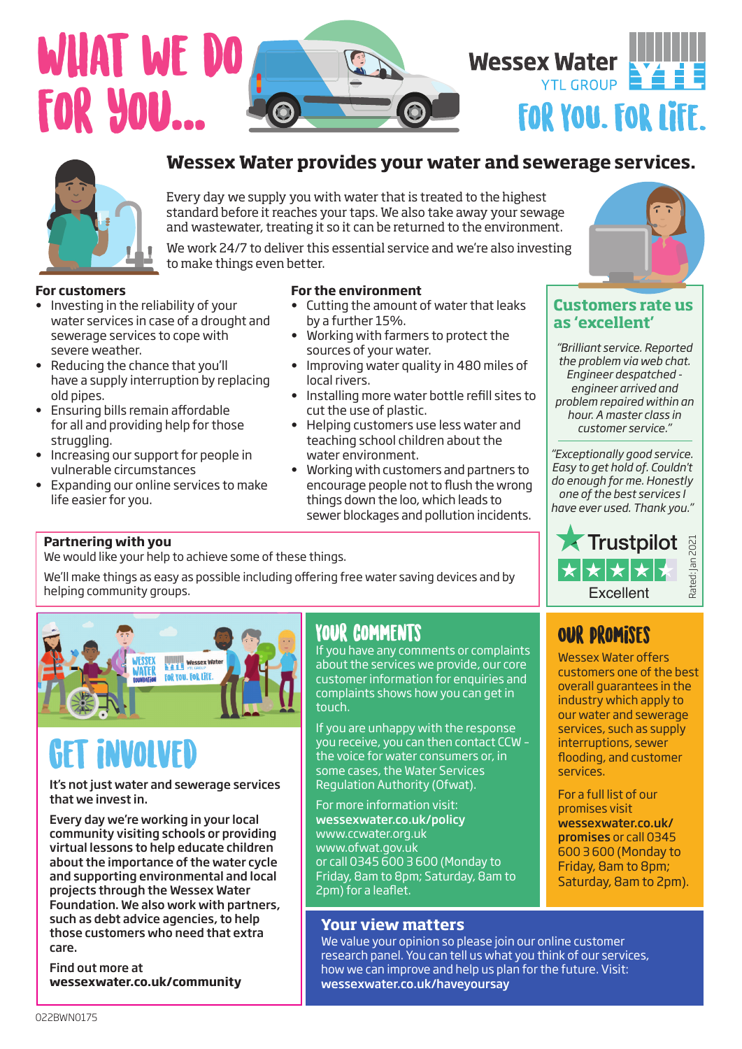# WHAT WE DO FOR YOU...

Wessex Water
YTL GROUP

FOR YOU. FOR LIFE.

## Wessex Water provides your water and sewerage services.

Every day we supply you with water that is treated to the highest standard before it reaches your taps. We also take away your sewage and wastewater, treating it so it can be returned to the environment.

We work 24/7 to deliver this essential service and we're also investing to make things even better.

**For customers**

- Investing in the reliability of your water services in case of a drought and sewerage services to cope with severe weather.
- Reducing the chance that you'll have a supply interruption by replacing old pipes.
- Ensuring bills remain affordable for all and providing help for those struggling.
- Increasing our support for people in vulnerable circumstances
- Expanding our online services to make life easier for you.

**For the environment**

- Cutting the amount of water that leaks by a further 15%.
- Working with farmers to protect the sources of your water.
- Improving water quality in 480 miles of local rivers.
- Installing more water bottle refill sites to cut the use of plastic.
- Helping customers use less water and teaching school children about the water environment.
- Working with customers and partners to encourage people not to flush the wrong things down the loo, which leads to sewer blockages and pollution incidents.

### Customers rate us as 'excellent'

*"Brilliant service. Reported the problem via web chat. Engineer despatched - engineer arrived and problem repaired within an hour. A master class in customer service."*

*"Exceptionally good service. Easy to get hold of. Couldn't do enough for me. Honestly one of the best services I have ever used. Thank you."*

Trustpilot
Excellent
Rated: Jan 2021

**Partnering with you**

We would like your help to achieve some of these things.

We'll make things as easy as possible including offering free water saving devices and by helping community groups.

## GET INVOLVED

**It's not just water and sewerage services that we invest in.**

**Every day we're working in your local community visiting schools or providing virtual lessons to help educate children about the importance of the water cycle and supporting environmental and local projects through the Wessex Water Foundation. We also work with partners, such as debt advice agencies, to help those customers who need that extra care.**

**Find out more at wessexwater.co.uk/community**

## YOUR COMMENTS

If you have any comments or complaints about the services we provide, our core customer information for enquiries and complaints shows how you can get in touch.

If you are unhappy with the response you receive, you can then contact CCW - the voice for water consumers or, in some cases, the Water Services Regulation Authority (Ofwat).

For more information visit:
**wessexwater.co.uk/policy**
www.ccwater.org.uk
www.ofwat.gov.uk
or call 0345 600 3 600 (Monday to Friday, 8am to 8pm; Saturday, 8am to 2pm) for a leaflet.

## OUR PROMISES

Wessex Water offers customers one of the best overall guarantees in the industry which apply to our water and sewerage services, such as supply interruptions, sewer flooding, and customer services.

For a full list of our promises visit **wessexwater.co.uk/promises** or call 0345 600 3 600 (Monday to Friday, 8am to 8pm; Saturday, 8am to 2pm).

### Your view matters

We value your opinion so please join our online customer research panel. You can tell us what you think of our services, how we can improve and help us plan for the future. Visit: **wessexwater.co.uk/haveyoursay**

022BWN0175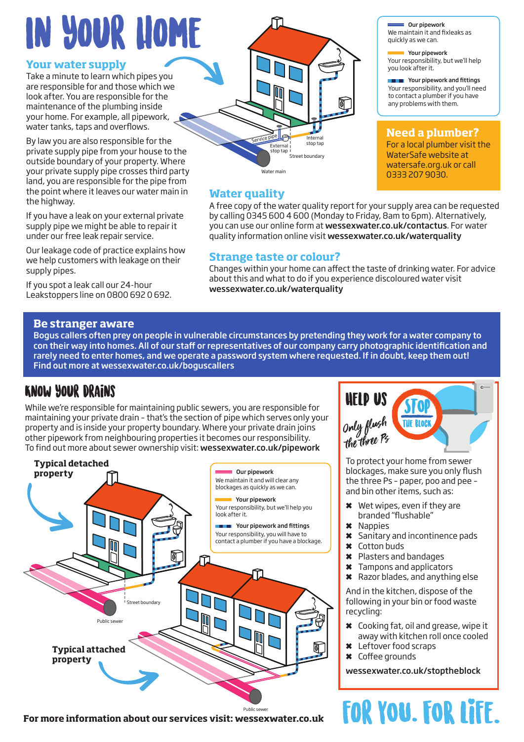# IN YOUR HOME

## Your water supply

Take a minute to learn which pipes you are responsible for and those which we look after. You are responsible for the maintenance of the plumbing inside your home. For example, all pipework, water tanks, taps and overflows.

By law you are also responsible for the private supply pipe from your house to the outside boundary of your property. Where your private supply pipe crosses third party land, you are responsible for the pipe from the point where it leaves our water main in the highway.

If you have a leak on your external private supply pipe we might be able to repair it under our free leak repair service.

Our leakage code of practice explains how we help customers with leakage on their supply pipes.

If you spot a leak call our 24-hour Leakstoppers line on 0800 692 0 692.

Service pipe
External stop tap
Internal stop tap
Street boundary
Water main

**Our pipework**
We maintain it and fix leaks as quickly as we can.

**Your pipework**
Your responsibility, but we'll help you look after it.

**Your pipework and fittings**
Your responsibility, and you'll need to contact a plumber if you have any problems with them.

### Need a plumber?

For a local plumber visit the WaterSafe website at watersafe.org.uk or call 0333 207 9030.

## Water quality

A free copy of the water quality report for your supply area can be requested by calling 0345 600 4 600 (Monday to Friday, 8am to 6pm). Alternatively, you can use our online form at **wessexwater.co.uk/contactus**. For water quality information online visit **wessexwater.co.uk/waterquality**

## Strange taste or colour?

Changes within your home can affect the taste of drinking water. For advice about this and what to do if you experience discoloured water visit **wessexwater.co.uk/waterquality**

## Be stranger aware

**Bogus callers often prey on people in vulnerable circumstances by pretending they work for a water company to con their way into homes. All of our staff or representatives of our company carry photographic identification and rarely need to enter homes, and we operate a password system where requested. If in doubt, keep them out! Find out more at wessexwater.co.uk/boguscallers**

# KNOW YOUR DRAINS

While we're responsible for maintaining public sewers, you are responsible for maintaining your private drain – that's the section of pipe which serves only your property and is inside your property boundary. Where your private drain joins other pipework from neighbouring properties it becomes our responsibility. To find out more about sewer ownership visit: **wessexwater.co.uk/pipework**

**Typical detached property**

Street boundary
Public sewer

**Typical attached property**

Public sewer

**Our pipework**
We maintain it and will clear any blockages as quickly as we can.

**Your pipework**
Your responsibility, but we'll help you look after it.

**Your pipework and fittings**
Your responsibility, you will have to contact a plumber if you have a blockage.

**For more information about our services visit: wessexwater.co.uk**

# HELP US STOP THE BLOCK

*Only flush the three Ps*

To protect your home from sewer blockages, make sure you only flush the three Ps – paper, poo and pee – and bin other items, such as:

- Wet wipes, even if they are branded "flushable"
- Nappies
- Sanitary and incontinence pads
- Cotton buds
- Plasters and bandages
- Tampons and applicators
- Razor blades, and anything else

And in the kitchen, dispose of the following in your bin or food waste recycling:

- Cooking fat, oil and grease, wipe it away with kitchen roll once cooled
- Leftover food scraps
- Coffee grounds

**wessexwater.co.uk/stoptheblock**

# FOR YOU. FOR LIFE.